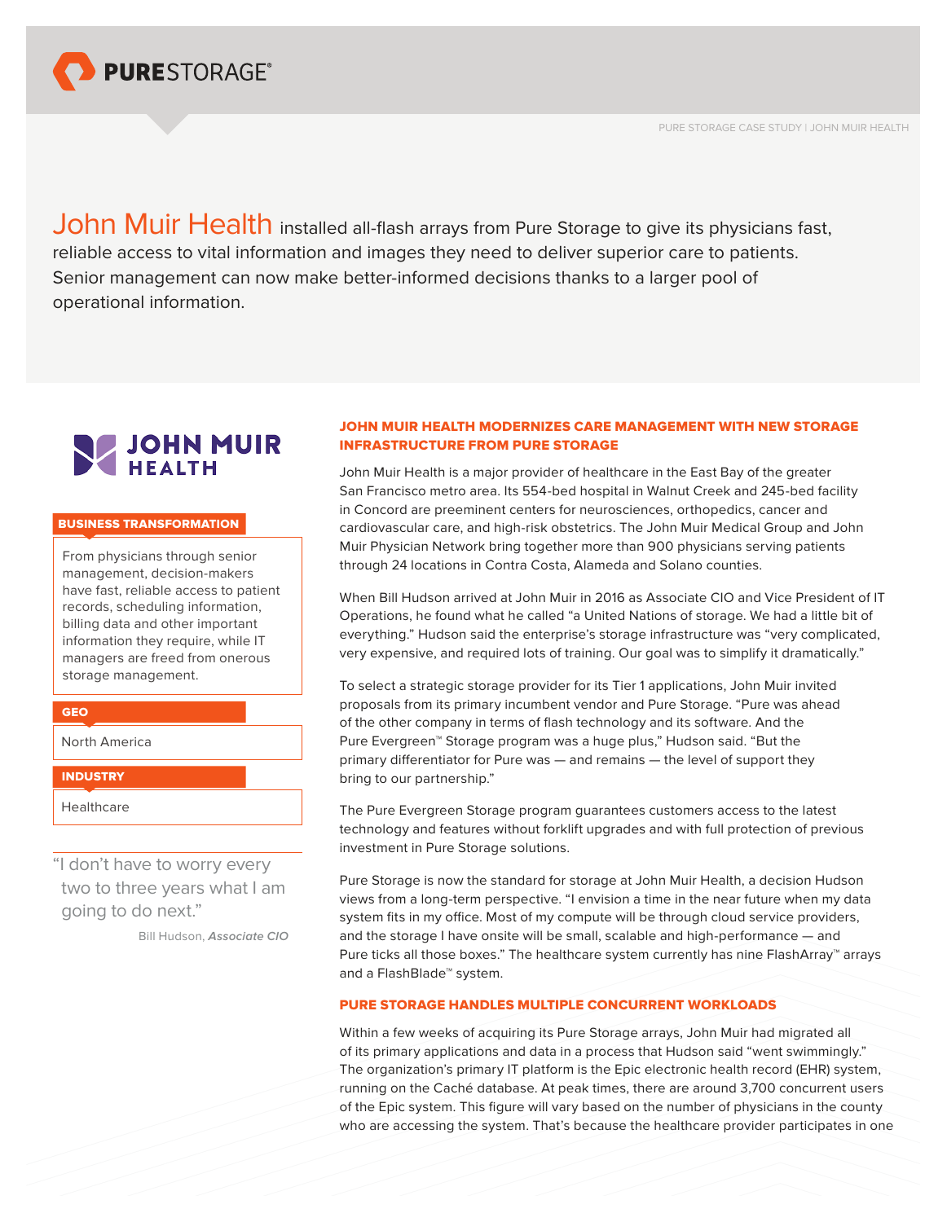**John Muir Health** installed all-flash arrays from Pure Storage to give its physicians fast, reliable access to vital information and images they need to deliver superior care to patients. Senior management can now make better-informed decisions thanks to a larger pool of operational information.

**BUSINESS TRANSFORMATION**

From physicians through senior management, decision-makers have fast, reliable access to patient records, scheduling information, billing data and other important information they require, while IT managers are freed from onerous storage management.

**GEO**

North America

**INDUSTRY**

Healthcare

> "I don't have to worry every two to three years what I am going to do next."
>
> Bill Hudson, *Associate CIO*

## JOHN MUIR HEALTH MODERNIZES CARE MANAGEMENT WITH NEW STORAGE INFRASTRUCTURE FROM PURE STORAGE

John Muir Health is a major provider of healthcare in the East Bay of the greater San Francisco metro area. Its 554-bed hospital in Walnut Creek and 245-bed facility in Concord are preeminent centers for neurosciences, orthopedics, cancer and cardiovascular care, and high-risk obstetrics. The John Muir Medical Group and John Muir Physician Network bring together more than 900 physicians serving patients through 24 locations in Contra Costa, Alameda and Solano counties.

When Bill Hudson arrived at John Muir in 2016 as Associate CIO and Vice President of IT Operations, he found what he called "a United Nations of storage. We had a little bit of everything." Hudson said the enterprise's storage infrastructure was "very complicated, very expensive, and required lots of training. Our goal was to simplify it dramatically."

To select a strategic storage provider for its Tier 1 applications, John Muir invited proposals from its primary incumbent vendor and Pure Storage. "Pure was ahead of the other company in terms of flash technology and its software. And the Pure Evergreen™ Storage program was a huge plus," Hudson said. "But the primary differentiator for Pure was — and remains — the level of support they bring to our partnership."

The Pure Evergreen Storage program guarantees customers access to the latest technology and features without forklift upgrades and with full protection of previous investment in Pure Storage solutions.

Pure Storage is now the standard for storage at John Muir Health, a decision Hudson views from a long-term perspective. "I envision a time in the near future when my data system fits in my office. Most of my compute will be through cloud service providers, and the storage I have onsite will be small, scalable and high-performance — and Pure ticks all those boxes." The healthcare system currently has nine FlashArray™ arrays and a FlashBlade™ system.

## PURE STORAGE HANDLES MULTIPLE CONCURRENT WORKLOADS

Within a few weeks of acquiring its Pure Storage arrays, John Muir had migrated all of its primary applications and data in a process that Hudson said "went swimmingly." The organization's primary IT platform is the Epic electronic health record (EHR) system, running on the Caché database. At peak times, there are around 3,700 concurrent users of the Epic system. This figure will vary based on the number of physicians in the county who are accessing the system. That's because the healthcare provider participates in one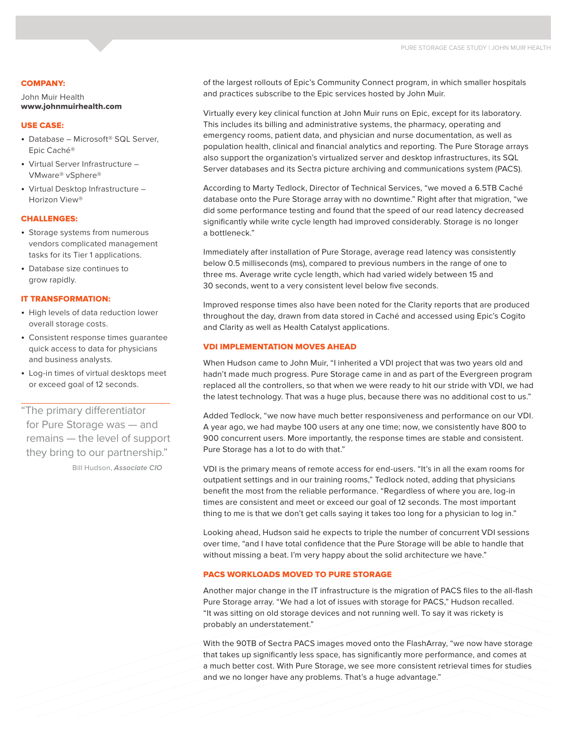**COMPANY:**

John Muir Health
**www.johnmuirhealth.com**

**USE CASE:**

- Database – Microsoft® SQL Server, Epic Caché®
- Virtual Server Infrastructure – VMware® vSphere®
- Virtual Desktop Infrastructure – Horizon View®

**CHALLENGES:**

- Storage systems from numerous vendors complicated management tasks for its Tier 1 applications.
- Database size continues to grow rapidly.

**IT TRANSFORMATION:**

- High levels of data reduction lower overall storage costs.
- Consistent response times guarantee quick access to data for physicians and business analysts.
- Log-in times of virtual desktops meet or exceed goal of 12 seconds.

> "The primary differentiator for Pure Storage was — and remains — the level of support they bring to our partnership."
>
> Bill Hudson, ***Associate CIO***

of the largest rollouts of Epic's Community Connect program, in which smaller hospitals and practices subscribe to the Epic services hosted by John Muir.

Virtually every key clinical function at John Muir runs on Epic, except for its laboratory. This includes its billing and administrative systems, the pharmacy, operating and emergency rooms, patient data, and physician and nurse documentation, as well as population health, clinical and financial analytics and reporting. The Pure Storage arrays also support the organization's virtualized server and desktop infrastructures, its SQL Server databases and its Sectra picture archiving and communications system (PACS).

According to Marty Tedlock, Director of Technical Services, "we moved a 6.5TB Caché database onto the Pure Storage array with no downtime." Right after that migration, "we did some performance testing and found that the speed of our read latency decreased significantly while write cycle length had improved considerably. Storage is no longer a bottleneck."

Immediately after installation of Pure Storage, average read latency was consistently below 0.5 milliseconds (ms), compared to previous numbers in the range of one to three ms. Average write cycle length, which had varied widely between 15 and 30 seconds, went to a very consistent level below five seconds.

Improved response times also have been noted for the Clarity reports that are produced throughout the day, drawn from data stored in Caché and accessed using Epic's Cogito and Clarity as well as Health Catalyst applications.

## VDI IMPLEMENTATION MOVES AHEAD

When Hudson came to John Muir, "I inherited a VDI project that was two years old and hadn't made much progress. Pure Storage came in and as part of the Evergreen program replaced all the controllers, so that when we were ready to hit our stride with VDI, we had the latest technology. That was a huge plus, because there was no additional cost to us."

Added Tedlock, "we now have much better responsiveness and performance on our VDI. A year ago, we had maybe 100 users at any one time; now, we consistently have 800 to 900 concurrent users. More importantly, the response times are stable and consistent. Pure Storage has a lot to do with that."

VDI is the primary means of remote access for end-users. "It's in all the exam rooms for outpatient settings and in our training rooms," Tedlock noted, adding that physicians benefit the most from the reliable performance. "Regardless of where you are, log-in times are consistent and meet or exceed our goal of 12 seconds. The most important thing to me is that we don't get calls saying it takes too long for a physician to log in."

Looking ahead, Hudson said he expects to triple the number of concurrent VDI sessions over time, "and I have total confidence that the Pure Storage will be able to handle that without missing a beat. I'm very happy about the solid architecture we have."

## PACS WORKLOADS MOVED TO PURE STORAGE

Another major change in the IT infrastructure is the migration of PACS files to the all-flash Pure Storage array. "We had a lot of issues with storage for PACS," Hudson recalled. "It was sitting on old storage devices and not running well. To say it was rickety is probably an understatement."

With the 90TB of Sectra PACS images moved onto the FlashArray, "we now have storage that takes up significantly less space, has significantly more performance, and comes at a much better cost. With Pure Storage, we see more consistent retrieval times for studies and we no longer have any problems. That's a huge advantage."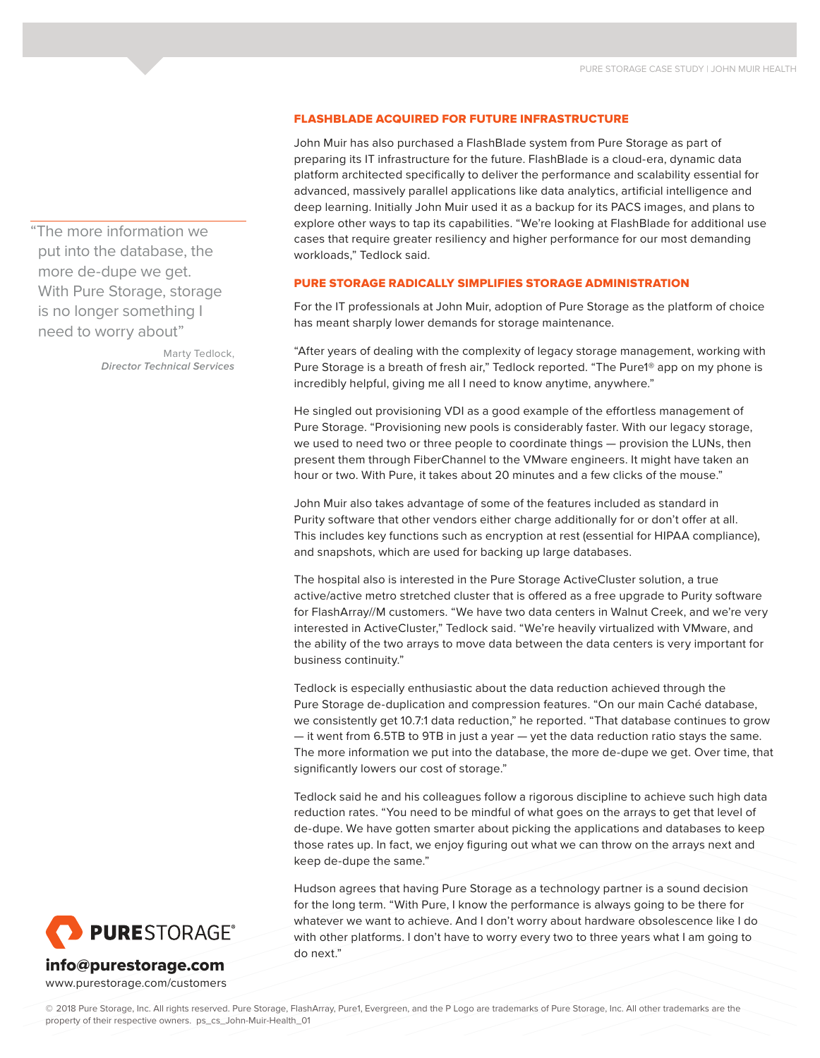## FLASHBLADE ACQUIRED FOR FUTURE INFRASTRUCTURE

John Muir has also purchased a FlashBlade system from Pure Storage as part of preparing its IT infrastructure for the future. FlashBlade is a cloud-era, dynamic data platform architected specifically to deliver the performance and scalability essential for advanced, massively parallel applications like data analytics, artificial intelligence and deep learning. Initially John Muir used it as a backup for its PACS images, and plans to explore other ways to tap its capabilities. "We're looking at FlashBlade for additional use cases that require greater resiliency and higher performance for our most demanding workloads," Tedlock said.

> "The more information we put into the database, the more de-dupe we get. With Pure Storage, storage is no longer something I need to worry about"
>
> Marty Tedlock, *Director Technical Services*

## PURE STORAGE RADICALLY SIMPLIFIES STORAGE ADMINISTRATION

For the IT professionals at John Muir, adoption of Pure Storage as the platform of choice has meant sharply lower demands for storage maintenance.

"After years of dealing with the complexity of legacy storage management, working with Pure Storage is a breath of fresh air," Tedlock reported. "The Pure1® app on my phone is incredibly helpful, giving me all I need to know anytime, anywhere."

He singled out provisioning VDI as a good example of the effortless management of Pure Storage. "Provisioning new pools is considerably faster. With our legacy storage, we used to need two or three people to coordinate things — provision the LUNs, then present them through FiberChannel to the VMware engineers. It might have taken an hour or two. With Pure, it takes about 20 minutes and a few clicks of the mouse."

John Muir also takes advantage of some of the features included as standard in Purity software that other vendors either charge additionally for or don't offer at all. This includes key functions such as encryption at rest (essential for HIPAA compliance), and snapshots, which are used for backing up large databases.

The hospital also is interested in the Pure Storage ActiveCluster solution, a true active/active metro stretched cluster that is offered as a free upgrade to Purity software for FlashArray//M customers. "We have two data centers in Walnut Creek, and we're very interested in ActiveCluster," Tedlock said. "We're heavily virtualized with VMware, and the ability of the two arrays to move data between the data centers is very important for business continuity."

Tedlock is especially enthusiastic about the data reduction achieved through the Pure Storage de-duplication and compression features. "On our main Caché database, we consistently get 10.7:1 data reduction," he reported. "That database continues to grow — it went from 6.5TB to 9TB in just a year — yet the data reduction ratio stays the same. The more information we put into the database, the more de-dupe we get. Over time, that significantly lowers our cost of storage."

Tedlock said he and his colleagues follow a rigorous discipline to achieve such high data reduction rates. "You need to be mindful of what goes on the arrays to get that level of de-dupe. We have gotten smarter about picking the applications and databases to keep those rates up. In fact, we enjoy figuring out what we can throw on the arrays next and keep de-dupe the same."

Hudson agrees that having Pure Storage as a technology partner is a sound decision for the long term. "With Pure, I know the performance is always going to be there for whatever we want to achieve. And I don't worry about hardware obsolescence like I do with other platforms. I don't have to worry every two to three years what I am going to do next."

**PURESTORAGE®**

**info@purestorage.com**

www.purestorage.com/customers

© 2018 Pure Storage, Inc. All rights reserved. Pure Storage, FlashArray, Pure1, Evergreen, and the P Logo are trademarks of Pure Storage, Inc. All other trademarks are the property of their respective owners. ps_cs_John-Muir-Health_01